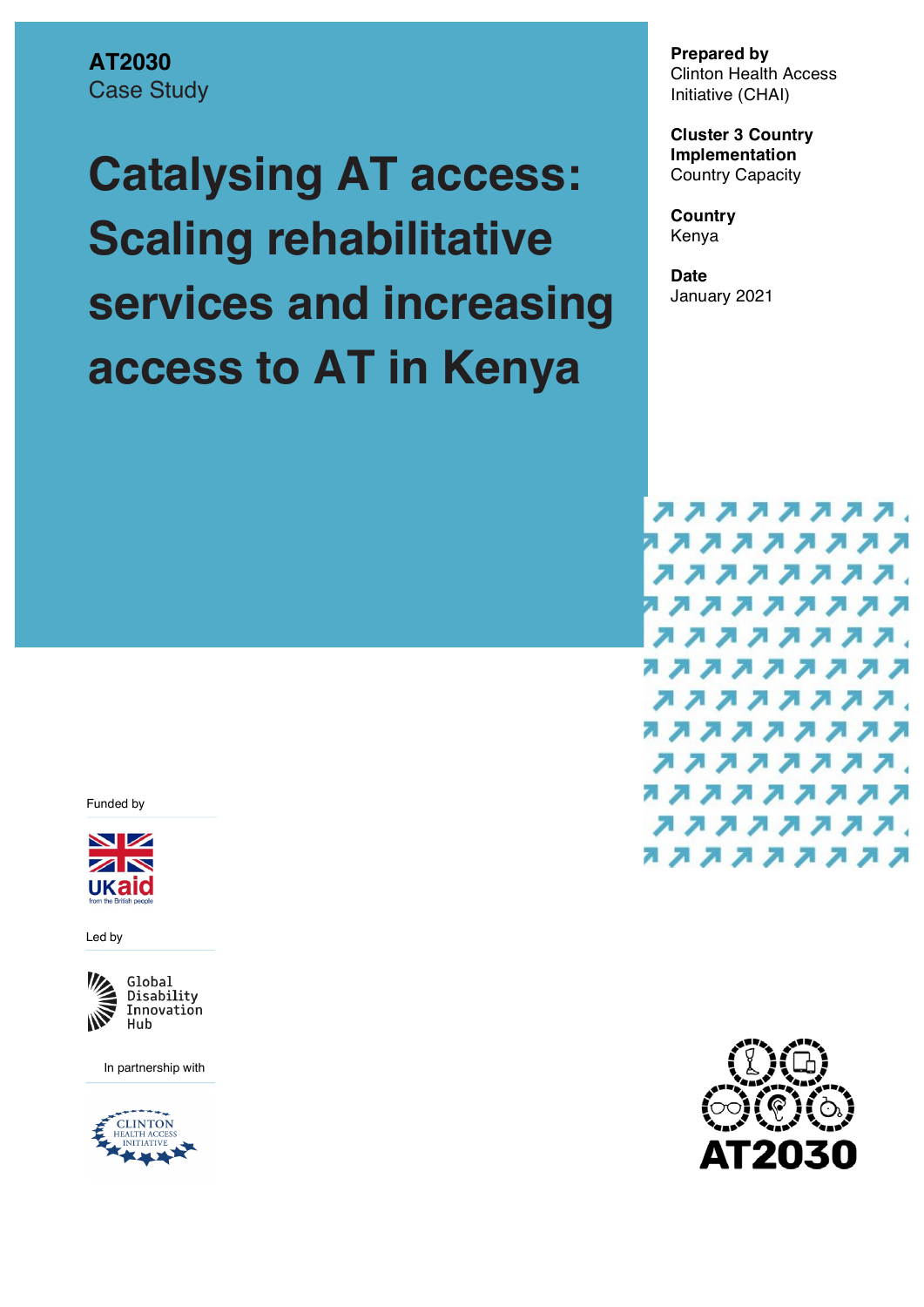**AT2030**
Case Study

# Catalysing AT access: Scaling rehabilitative services and increasing access to AT in Kenya

**Prepared by**
Clinton Health Access Initiative (CHAI)

**Cluster 3 Country Implementation**
Country Capacity

**Country**
Kenya

**Date**
January 2021

Funded by

UKaid from the British people

Led by

Global Disability Innovation Hub

In partnership with

Clinton Health Access Initiative

AT2030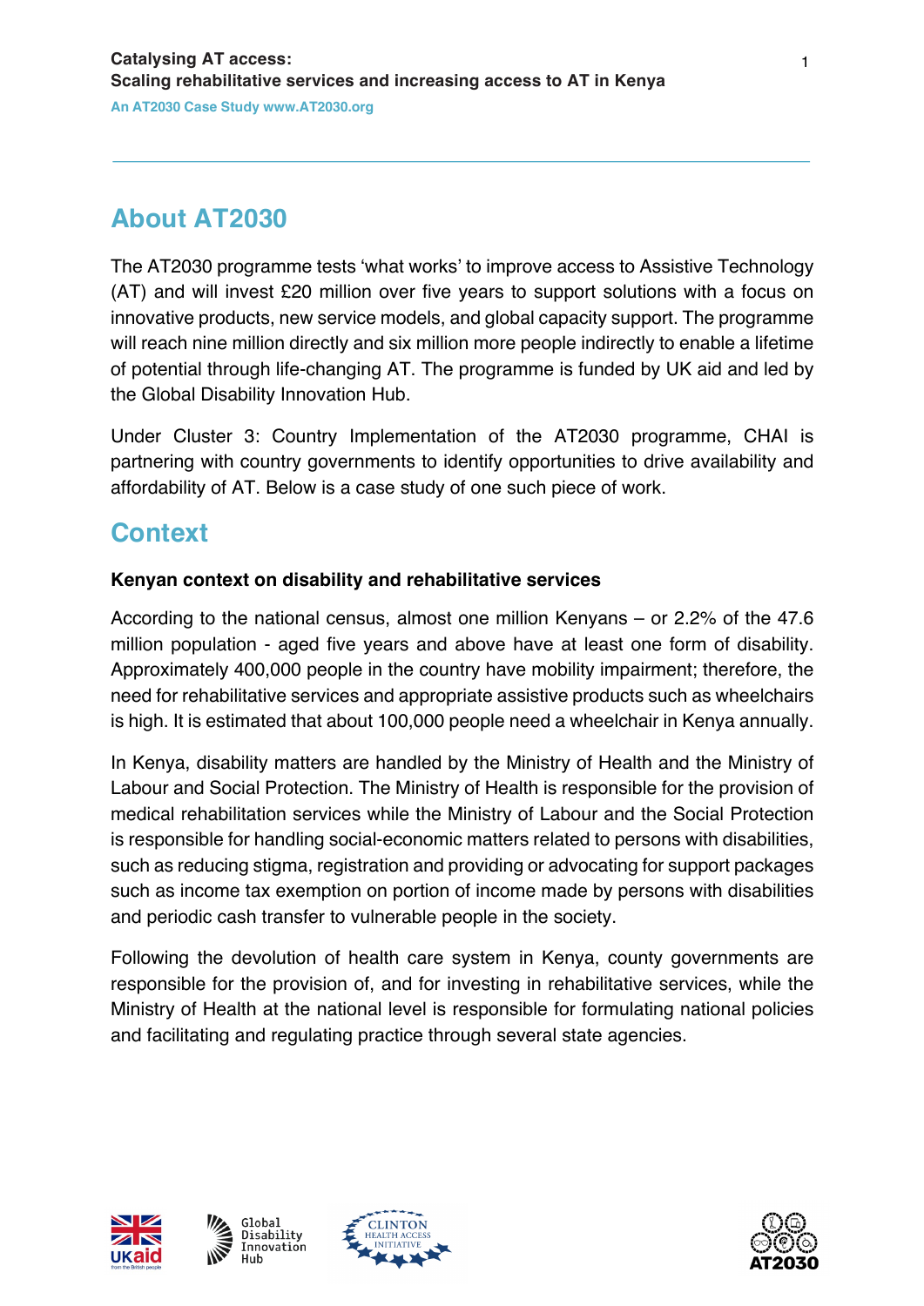## About AT2030

The AT2030 programme tests 'what works' to improve access to Assistive Technology (AT) and will invest £20 million over five years to support solutions with a focus on innovative products, new service models, and global capacity support. The programme will reach nine million directly and six million more people indirectly to enable a lifetime of potential through life-changing AT. The programme is funded by UK aid and led by the Global Disability Innovation Hub.

Under Cluster 3: Country Implementation of the AT2030 programme, CHAI is partnering with country governments to identify opportunities to drive availability and affordability of AT. Below is a case study of one such piece of work.

## Context

### Kenyan context on disability and rehabilitative services

According to the national census, almost one million Kenyans – or 2.2% of the 47.6 million population - aged five years and above have at least one form of disability. Approximately 400,000 people in the country have mobility impairment; therefore, the need for rehabilitative services and appropriate assistive products such as wheelchairs is high. It is estimated that about 100,000 people need a wheelchair in Kenya annually.

In Kenya, disability matters are handled by the Ministry of Health and the Ministry of Labour and Social Protection. The Ministry of Health is responsible for the provision of medical rehabilitation services while the Ministry of Labour and the Social Protection is responsible for handling social-economic matters related to persons with disabilities, such as reducing stigma, registration and providing or advocating for support packages such as income tax exemption on portion of income made by persons with disabilities and periodic cash transfer to vulnerable people in the society.

Following the devolution of health care system in Kenya, county governments are responsible for the provision of, and for investing in rehabilitative services, while the Ministry of Health at the national level is responsible for formulating national policies and facilitating and regulating practice through several state agencies.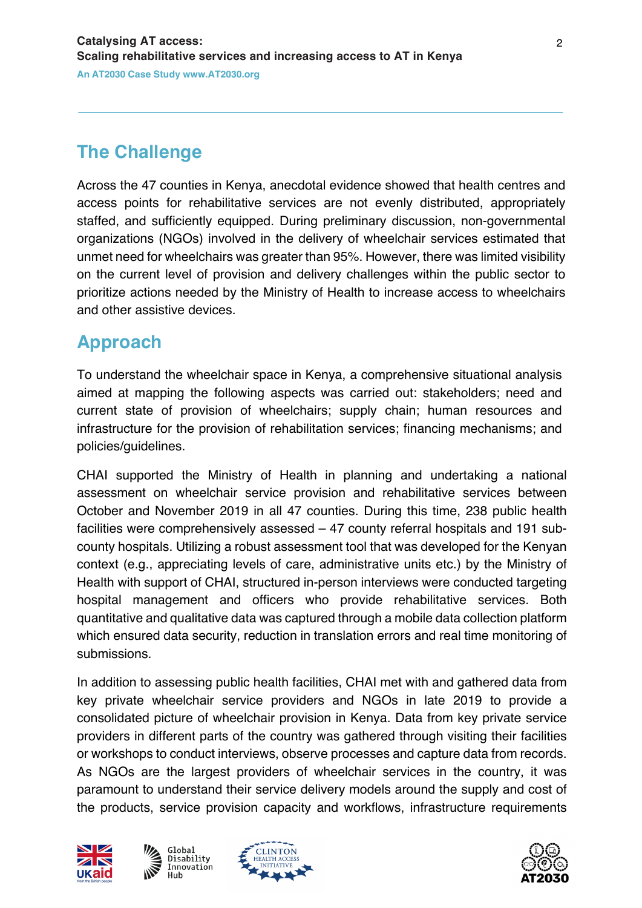## The Challenge

Across the 47 counties in Kenya, anecdotal evidence showed that health centres and access points for rehabilitative services are not evenly distributed, appropriately staffed, and sufficiently equipped. During preliminary discussion, non-governmental organizations (NGOs) involved in the delivery of wheelchair services estimated that unmet need for wheelchairs was greater than 95%. However, there was limited visibility on the current level of provision and delivery challenges within the public sector to prioritize actions needed by the Ministry of Health to increase access to wheelchairs and other assistive devices.

## Approach

To understand the wheelchair space in Kenya, a comprehensive situational analysis aimed at mapping the following aspects was carried out: stakeholders; need and current state of provision of wheelchairs; supply chain; human resources and infrastructure for the provision of rehabilitation services; financing mechanisms; and policies/guidelines.

CHAI supported the Ministry of Health in planning and undertaking a national assessment on wheelchair service provision and rehabilitative services between October and November 2019 in all 47 counties. During this time, 238 public health facilities were comprehensively assessed – 47 county referral hospitals and 191 sub-county hospitals. Utilizing a robust assessment tool that was developed for the Kenyan context (e.g., appreciating levels of care, administrative units etc.) by the Ministry of Health with support of CHAI, structured in-person interviews were conducted targeting hospital management and officers who provide rehabilitative services. Both quantitative and qualitative data was captured through a mobile data collection platform which ensured data security, reduction in translation errors and real time monitoring of submissions.

In addition to assessing public health facilities, CHAI met with and gathered data from key private wheelchair service providers and NGOs in late 2019 to provide a consolidated picture of wheelchair provision in Kenya. Data from key private service providers in different parts of the country was gathered through visiting their facilities or workshops to conduct interviews, observe processes and capture data from records. As NGOs are the largest providers of wheelchair services in the country, it was paramount to understand their service delivery models around the supply and cost of the products, service provision capacity and workflows, infrastructure requirements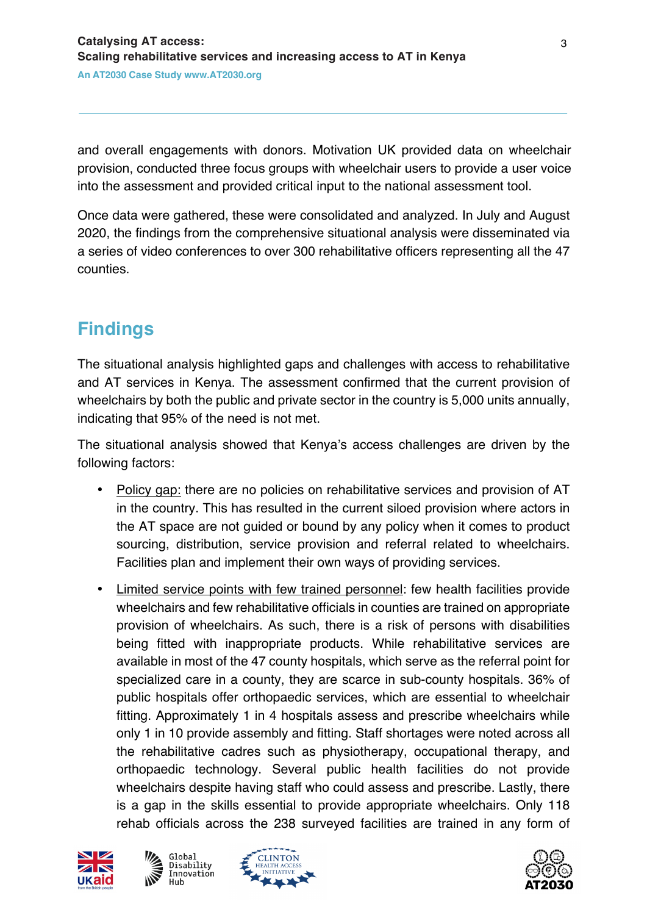and overall engagements with donors. Motivation UK provided data on wheelchair provision, conducted three focus groups with wheelchair users to provide a user voice into the assessment and provided critical input to the national assessment tool.

Once data were gathered, these were consolidated and analyzed. In July and August 2020, the findings from the comprehensive situational analysis were disseminated via a series of video conferences to over 300 rehabilitative officers representing all the 47 counties.

## Findings

The situational analysis highlighted gaps and challenges with access to rehabilitative and AT services in Kenya. The assessment confirmed that the current provision of wheelchairs by both the public and private sector in the country is 5,000 units annually, indicating that 95% of the need is not met.

The situational analysis showed that Kenya's access challenges are driven by the following factors:

- Policy gap: there are no policies on rehabilitative services and provision of AT in the country. This has resulted in the current siloed provision where actors in the AT space are not guided or bound by any policy when it comes to product sourcing, distribution, service provision and referral related to wheelchairs. Facilities plan and implement their own ways of providing services.
- Limited service points with few trained personnel: few health facilities provide wheelchairs and few rehabilitative officials in counties are trained on appropriate provision of wheelchairs. As such, there is a risk of persons with disabilities being fitted with inappropriate products. While rehabilitative services are available in most of the 47 county hospitals, which serve as the referral point for specialized care in a county, they are scarce in sub-county hospitals. 36% of public hospitals offer orthopaedic services, which are essential to wheelchair fitting. Approximately 1 in 4 hospitals assess and prescribe wheelchairs while only 1 in 10 provide assembly and fitting. Staff shortages were noted across all the rehabilitative cadres such as physiotherapy, occupational therapy, and orthopaedic technology. Several public health facilities do not provide wheelchairs despite having staff who could assess and prescribe. Lastly, there is a gap in the skills essential to provide appropriate wheelchairs. Only 118 rehab officials across the 238 surveyed facilities are trained in any form of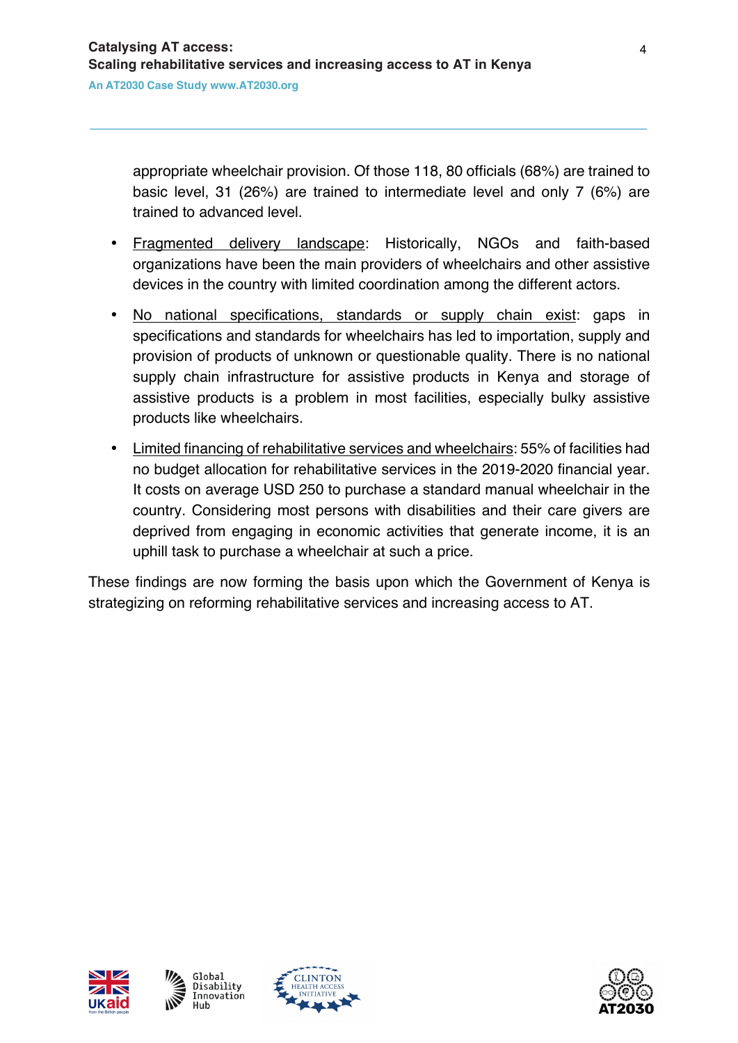appropriate wheelchair provision. Of those 118, 80 officials (68%) are trained to basic level, 31 (26%) are trained to intermediate level and only 7 (6%) are trained to advanced level.

- Fragmented delivery landscape: Historically, NGOs and faith-based organizations have been the main providers of wheelchairs and other assistive devices in the country with limited coordination among the different actors.
- No national specifications, standards or supply chain exist: gaps in specifications and standards for wheelchairs has led to importation, supply and provision of products of unknown or questionable quality. There is no national supply chain infrastructure for assistive products in Kenya and storage of assistive products is a problem in most facilities, especially bulky assistive products like wheelchairs.
- Limited financing of rehabilitative services and wheelchairs: 55% of facilities had no budget allocation for rehabilitative services in the 2019-2020 financial year. It costs on average USD 250 to purchase a standard manual wheelchair in the country. Considering most persons with disabilities and their care givers are deprived from engaging in economic activities that generate income, it is an uphill task to purchase a wheelchair at such a price.

These findings are now forming the basis upon which the Government of Kenya is strategizing on reforming rehabilitative services and increasing access to AT.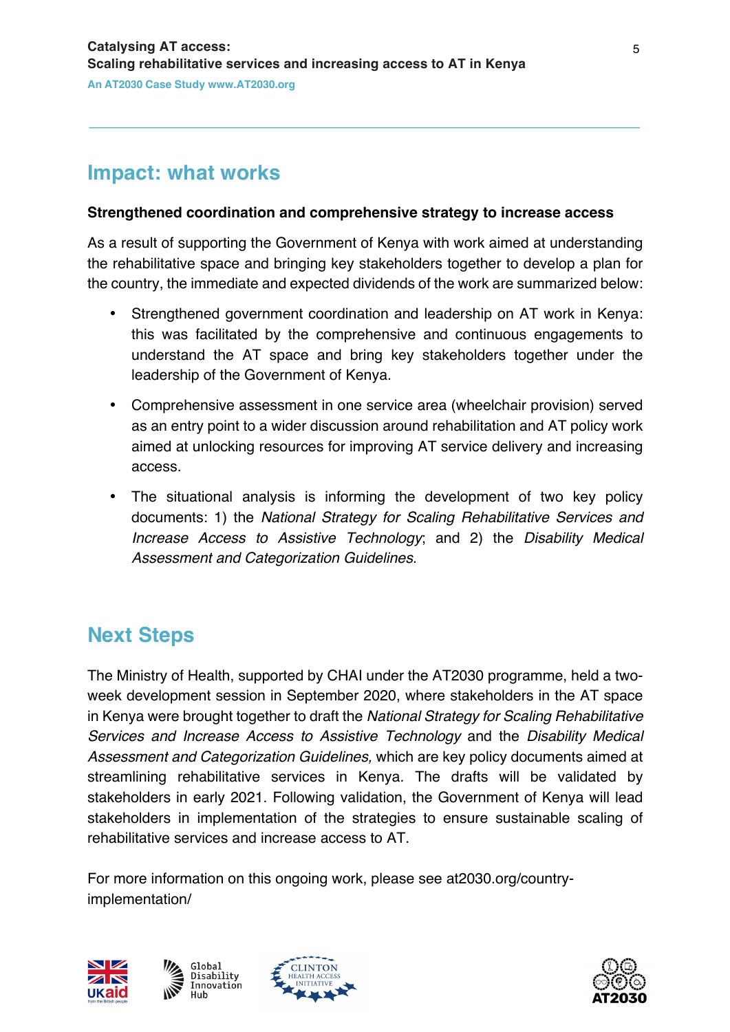## Impact: what works

**Strengthened coordination and comprehensive strategy to increase access**

As a result of supporting the Government of Kenya with work aimed at understanding the rehabilitative space and bringing key stakeholders together to develop a plan for the country, the immediate and expected dividends of the work are summarized below:

- Strengthened government coordination and leadership on AT work in Kenya: this was facilitated by the comprehensive and continuous engagements to understand the AT space and bring key stakeholders together under the leadership of the Government of Kenya.
- Comprehensive assessment in one service area (wheelchair provision) served as an entry point to a wider discussion around rehabilitation and AT policy work aimed at unlocking resources for improving AT service delivery and increasing access.
- The situational analysis is informing the development of two key policy documents: 1) the *National Strategy for Scaling Rehabilitative Services and Increase Access to Assistive Technology*; and 2) the *Disability Medical Assessment and Categorization Guidelines*.

## Next Steps

The Ministry of Health, supported by CHAI under the AT2030 programme, held a two-week development session in September 2020, where stakeholders in the AT space in Kenya were brought together to draft the *National Strategy for Scaling Rehabilitative Services and Increase Access to Assistive Technology* and the *Disability Medical Assessment and Categorization Guidelines,* which are key policy documents aimed at streamlining rehabilitative services in Kenya. The drafts will be validated by stakeholders in early 2021. Following validation, the Government of Kenya will lead stakeholders in implementation of the strategies to ensure sustainable scaling of rehabilitative services and increase access to AT.

For more information on this ongoing work, please see at2030.org/country-implementation/